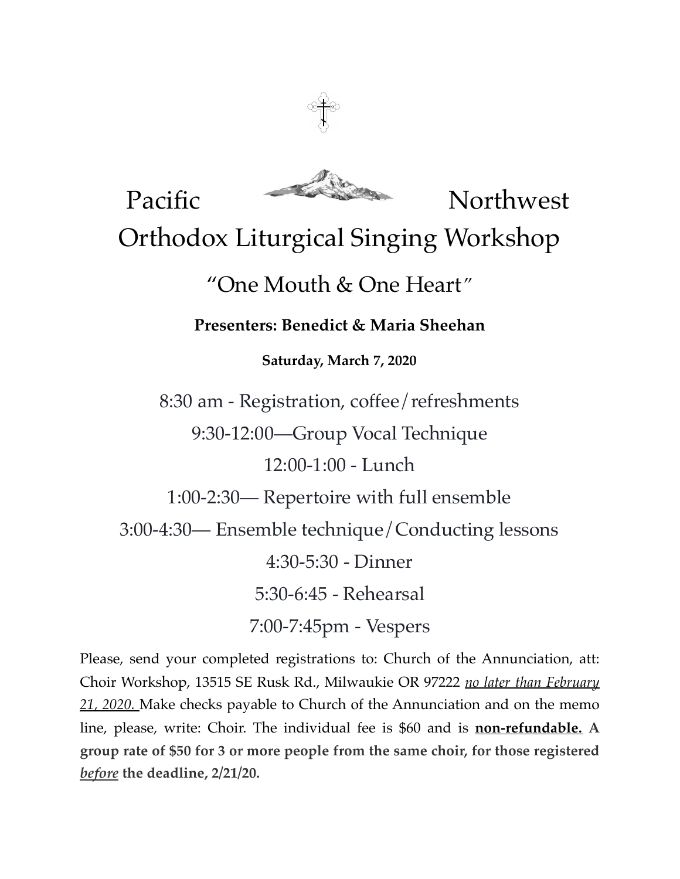# Pacific Northwest Orthodox Liturgical Singing Workshop

## "One Mouth & One Heart"

**Presenters: Benedict & Maria Sheehan**

**Saturday, March 7, 2020**

8:30 am - Registration, coffee/refreshments

9:30-12:00—Group Vocal Technique

12:00-1:00 - Lunch

1:00-2:30— Repertoire with full ensemble

3:00-4:30— Ensemble technique/Conducting lessons

4:30-5:30 - Dinner

5:30-6:45 - Rehearsal

7:00-7:45pm - Vespers

Please, send your completed registrations to: Church of the Annunciation, att: Choir Workshop, 13515 SE Rusk Rd., Milwaukie OR 97222 *no later than February 21, 2020.* Make checks payable to Church of the Annunciation and on the memo line, please, write: Choir. The individual fee is $60 and is **non-refundable. A group rate of $50 for 3 or more people from the same choir, for those registered *before* the deadline, 2/21/20.**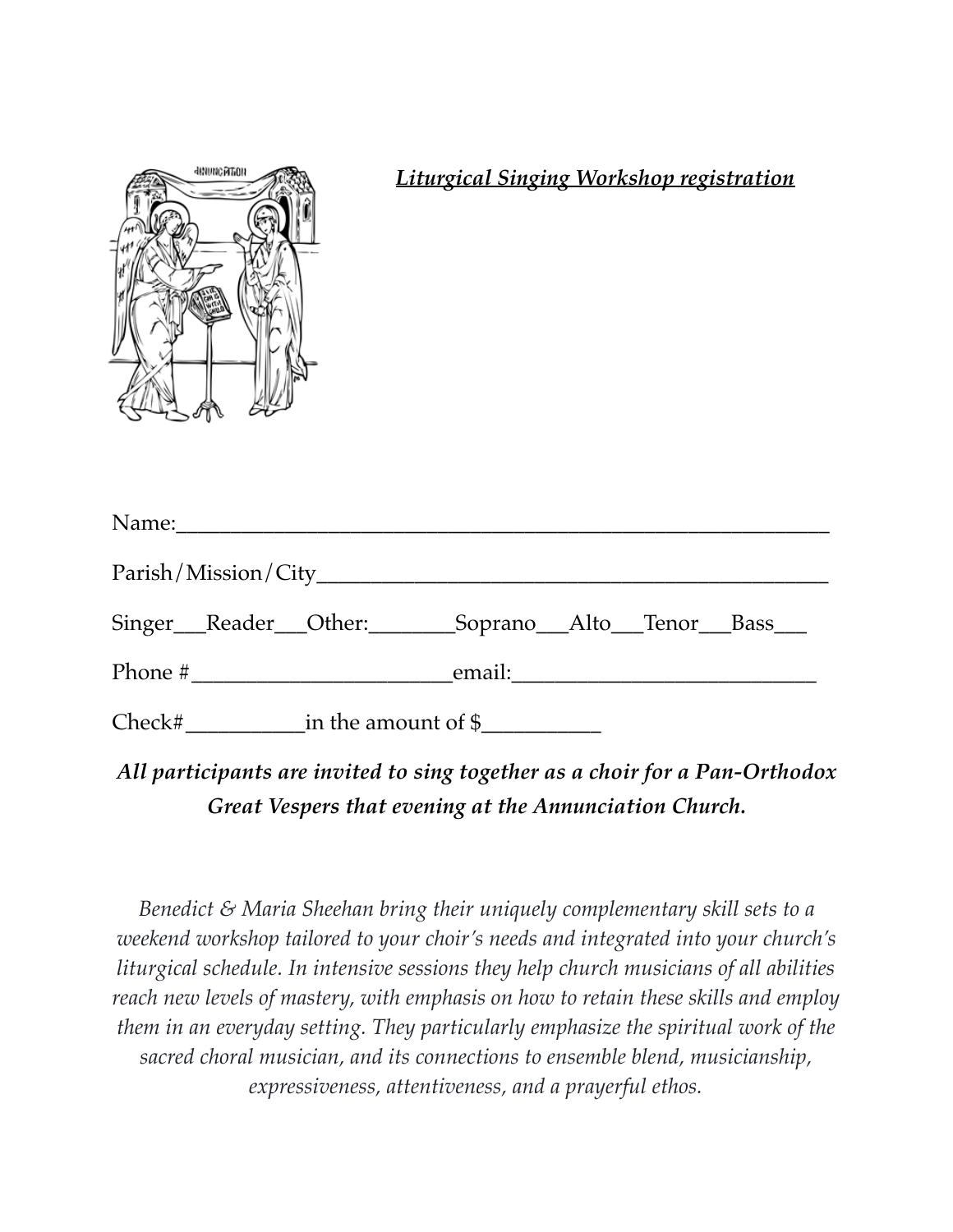***Liturgical Singing Workshop registration***

Name:____________________________________________________________

Parish/Mission/City_______________________________________________

Singer___Reader___Other:________Soprano___Alto___Tenor___Bass___

Phone #_______________________email:___________________________

Check#__________in the amount of $__________

***All participants are invited to sing together as a choir for a Pan-Orthodox Great Vespers that evening at the Annunciation Church.***

*Benedict & Maria Sheehan bring their uniquely complementary skill sets to a weekend workshop tailored to your choir's needs and integrated into your church's liturgical schedule. In intensive sessions they help church musicians of all abilities reach new levels of mastery, with emphasis on how to retain these skills and employ them in an everyday setting. They particularly emphasize the spiritual work of the sacred choral musician, and its connections to ensemble blend, musicianship, expressiveness, attentiveness, and a prayerful ethos.*